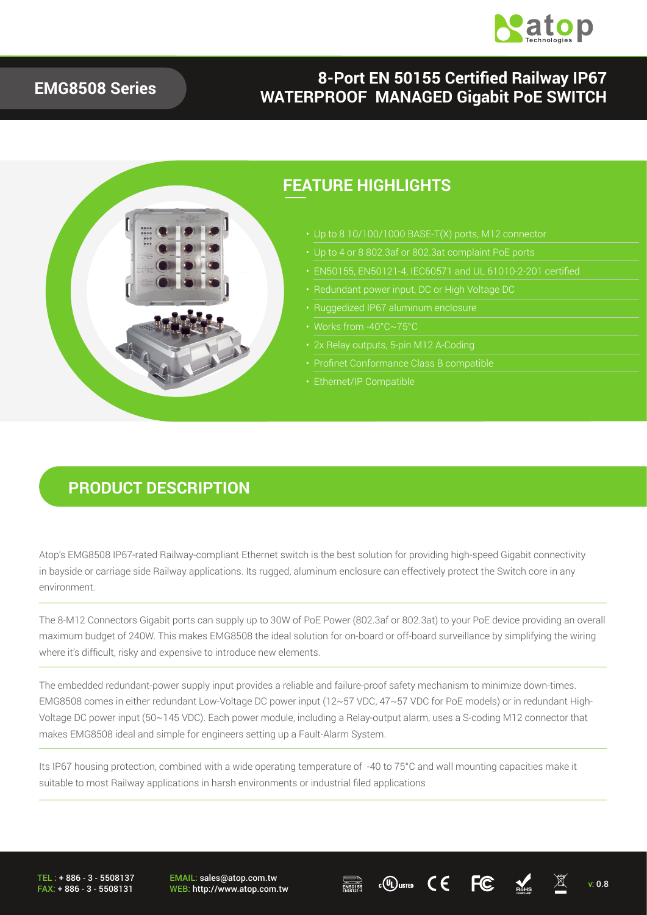# EMG8508 Series

## 8-Port EN 50155 Certified Railway IP67 WATERPROOF MANAGED Gigabit PoE SWITCH

## FEATURE HIGHLIGHTS

- Up to 8 10/100/1000 BASE-T(X) ports, M12 connector
- Up to 4 or 8 802.3af or 802.3at complaint PoE ports
- EN50155, EN50121-4, IEC60571 and UL 61010-2-201 certified
- Redundant power input, DC or High Voltage DC
- Ruggedized IP67 aluminum enclosure
- Works from -40°C~75°C
- 2x Relay outputs, 5-pin M12 A-Coding
- Profinet Conformance Class B compatible
- Ethernet/IP Compatible

## PRODUCT DESCRIPTION

Atop's EMG8508 IP67-rated Railway-compliant Ethernet switch is the best solution for providing high-speed Gigabit connectivity in bayside or carriage side Railway applications. Its rugged, aluminum enclosure can effectively protect the Switch core in any environment.

The 8-M12 Connectors Gigabit ports can supply up to 30W of PoE Power (802.3af or 802.3at) to your PoE device providing an overall maximum budget of 240W. This makes EMG8508 the ideal solution for on-board or off-board surveillance by simplifying the wiring where it's difficult, risky and expensive to introduce new elements.

The embedded redundant-power supply input provides a reliable and failure-proof safety mechanism to minimize down-times. EMG8508 comes in either redundant Low-Voltage DC power input (12~57 VDC, 47~57 VDC for PoE models) or in redundant High-Voltage DC power input (50~145 VDC). Each power module, including a Relay-output alarm, uses a S-coding M12 connector that makes EMG8508 ideal and simple for engineers setting up a Fault-Alarm System.

Its IP67 housing protection, combined with a wide operating temperature of -40 to 75°C and wall mounting capacities make it suitable to most Railway applications in harsh environments or industrial filed applications

TEL : + 886 - 3 - 5508137
FAX: + 886 - 3 - 5508131

EMAIL: sales@atop.com.tw
WEB: http://www.atop.com.tw

v: 0.8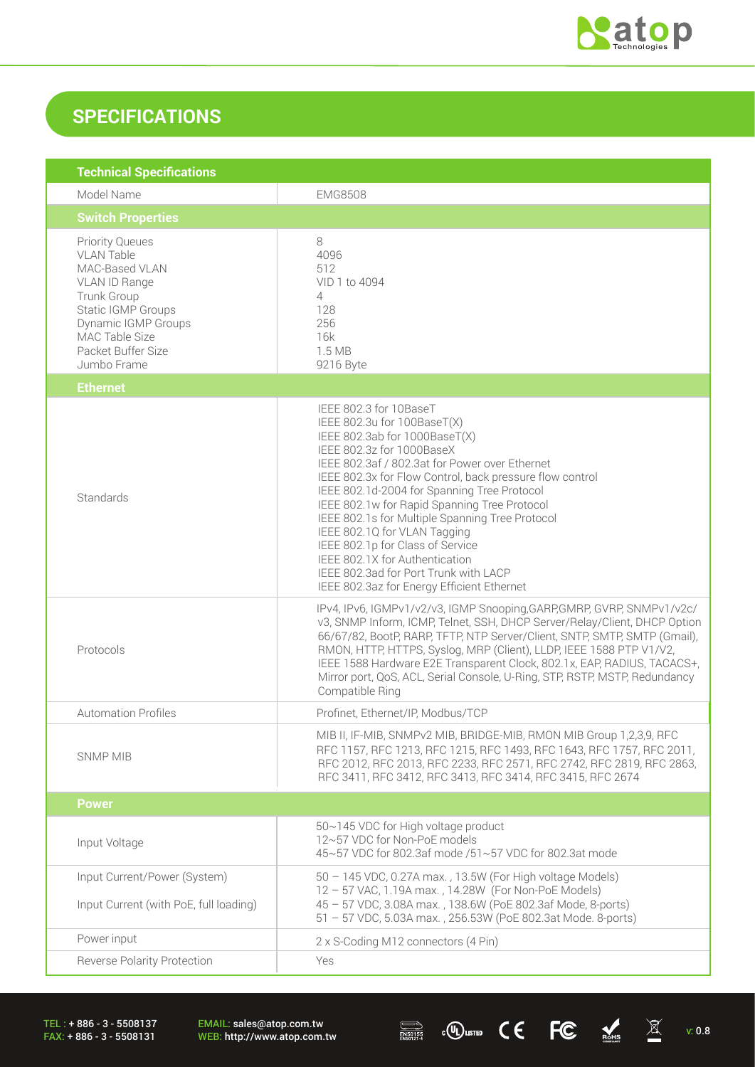# SPECIFICATIONS

| Technical Specifications | |
|---|---|
| Model Name | EMG8508 |
| **Switch Properties** | |
| Priority Queues | 8 |
| VLAN Table | 4096 |
| MAC-Based VLAN | 512 |
| VLAN ID Range | VID 1 to 4094 |
| Trunk Group | 4 |
| Static IGMP Groups | 128 |
| Dynamic IGMP Groups | 256 |
| MAC Table Size | 16k |
| Packet Buffer Size | 1.5 MB |
| Jumbo Frame | 9216 Byte |
| **Ethernet** | |
| Standards | IEEE 802.3 for 10BaseT<br>IEEE 802.3u for 100BaseT(X)<br>IEEE 802.3ab for 1000BaseT(X)<br>IEEE 802.3z for 1000BaseX<br>IEEE 802.3af / 802.3at for Power over Ethernet<br>IEEE 802.3x for Flow Control, back pressure flow control<br>IEEE 802.1d-2004 for Spanning Tree Protocol<br>IEEE 802.1w for Rapid Spanning Tree Protocol<br>IEEE 802.1s for Multiple Spanning Tree Protocol<br>IEEE 802.1Q for VLAN Tagging<br>IEEE 802.1p for Class of Service<br>IEEE 802.1X for Authentication<br>IEEE 802.3ad for Port Trunk with LACP<br>IEEE 802.3az for Energy Efficient Ethernet |
| Protocols | IPv4, IPv6, IGMPv1/v2/v3, IGMP Snooping,GARP,GMRP, GVRP, SNMPv1/v2c/v3, SNMP Inform, ICMP, Telnet, SSH, DHCP Server/Relay/Client, DHCP Option 66/67/82, BootP, RARP, TFTP, NTP Server/Client, SNTP, SMTP, SMTP (Gmail), RMON, HTTP, HTTPS, Syslog, MRP (Client), LLDP, IEEE 1588 PTP V1/V2, IEEE 1588 Hardware E2E Transparent Clock, 802.1x, EAP, RADIUS, TACACS+, Mirror port, QoS, ACL, Serial Console, U-Ring, STP, RSTP, MSTP, Redundancy Compatible Ring |
| Automation Profiles | Profinet, Ethernet/IP, Modbus/TCP |
| SNMP MIB | MIB II, IF-MIB, SNMPv2 MIB, BRIDGE-MIB, RMON MIB Group 1,2,3,9, RFC RFC 1157, RFC 1213, RFC 1215, RFC 1493, RFC 1643, RFC 1757, RFC 2011, RFC 2012, RFC 2013, RFC 2233, RFC 2571, RFC 2742, RFC 2819, RFC 2863, RFC 3411, RFC 3412, RFC 3413, RFC 3414, RFC 3415, RFC 2674 |
| **Power** | |
| Input Voltage | 50~145 VDC for High voltage product<br>12~57 VDC for Non-PoE models<br>45~57 VDC for 802.3af mode /51~57 VDC for 802.3at mode |
| Input Current/Power (System)<br>Input Current (with PoE, full loading) | 50 – 145 VDC, 0.27A max. , 13.5W (For High voltage Models)<br>12 – 57 VAC, 1.19A max. , 14.28W (For Non-PoE Models)<br>45 – 57 VDC, 3.08A max. , 138.6W (PoE 802.3af Mode, 8-ports)<br>51 – 57 VDC, 5.03A max. , 256.53W (PoE 802.3at Mode. 8-ports) |
| Power input | 2 x S-Coding M12 connectors (4 Pin) |
| Reverse Polarity Protection | Yes |

TEL : + 886 - 3 - 5508137
FAX: + 886 - 3 - 5508131

EMAIL: sales@atop.com.tw
WEB: http://www.atop.com.tw

v: 0.8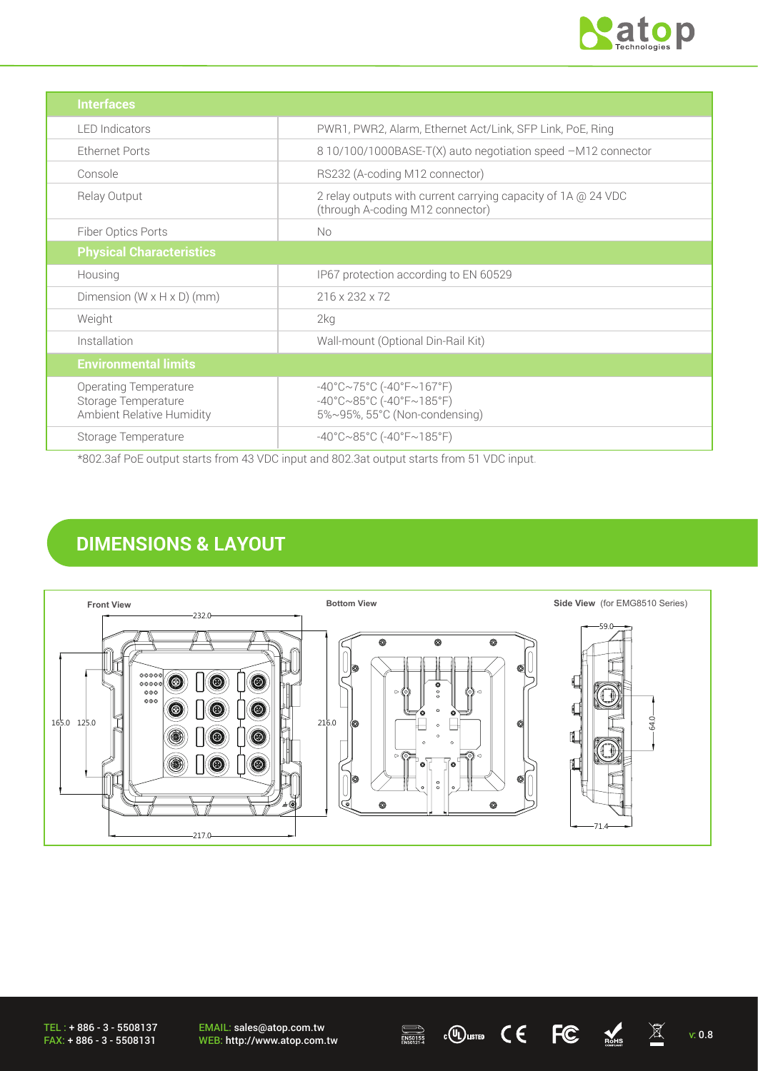| Interfaces | |
|---|---|
| LED Indicators | PWR1, PWR2, Alarm, Ethernet Act/Link, SFP Link, PoE, Ring |
| Ethernet Ports | 8 10/100/1000BASE-T(X) auto negotiation speed –M12 connector |
| Console | RS232 (A-coding M12 connector) |
| Relay Output | 2 relay outputs with current carrying capacity of 1A @ 24 VDC (through A-coding M12 connector) |
| Fiber Optics Ports | No |
| **Physical Characteristics** | |
| Housing | IP67 protection according to EN 60529 |
| Dimension (W x H x D) (mm) | 216 x 232 x 72 |
| Weight | 2kg |
| Installation | Wall-mount (Optional Din-Rail Kit) |
| **Environmental limits** | |
| Operating Temperature<br>Storage Temperature<br>Ambient Relative Humidity | -40°C~75°C (-40°F~167°F)<br>-40°C~85°C (-40°F~185°F)<br>5%~95%, 55°C (Non-condensing) |
| Storage Temperature | -40°C~85°C (-40°F~185°F) |

*802.3af PoE output starts from 43 VDC input and 802.3at output starts from 51 VDC input.

## DIMENSIONS & LAYOUT

**Front View** — 232.0, 165.0, 125.0, 217.0

**Bottom View** — 216.0

**Side View** (for EMG8510 Series) — 59.0, 64.0, 71.4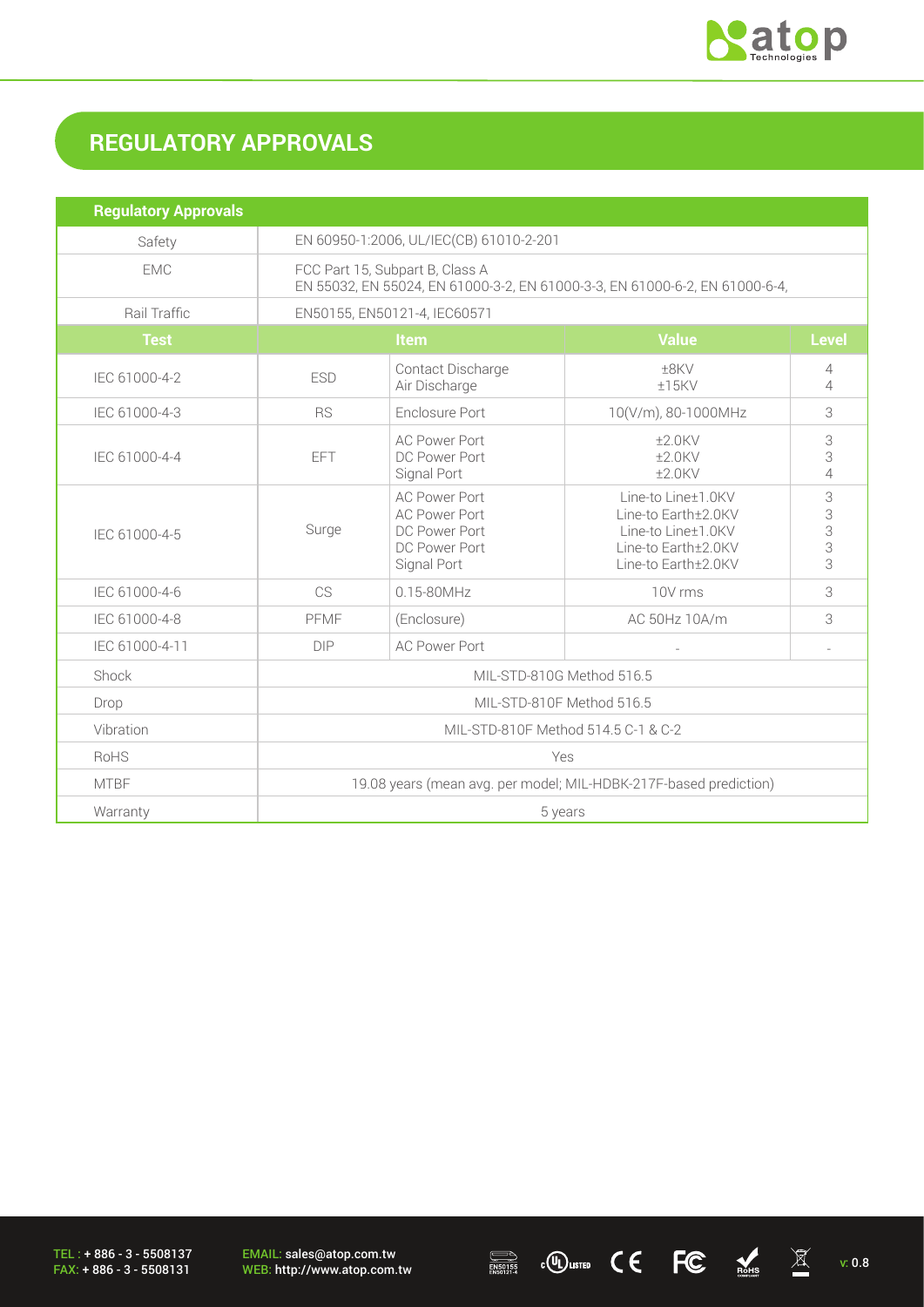# REGULATORY APPROVALS

| Regulatory Approvals | | | | |
|---|---|---|---|---|
| Safety | EN 60950-1:2006, UL/IEC(CB) 61010-2-201 | | | |
| EMC | FCC Part 15, Subpart B, Class A<br>EN 55032, EN 55024, EN 61000-3-2, EN 61000-3-3, EN 61000-6-2, EN 61000-6-4, | | | |
| Rail Traffic | EN50155, EN50121-4, IEC60571 | | | |
| **Test** | **Item** | | **Value** | **Level** |
| IEC 61000-4-2 | ESD | Contact Discharge<br>Air Discharge | ±8KV<br>±15KV | 4<br>4 |
| IEC 61000-4-3 | RS | Enclosure Port | 10(V/m), 80-1000MHz | 3 |
| IEC 61000-4-4 | EFT | AC Power Port<br>DC Power Port<br>Signal Port | ±2.0KV<br>±2.0KV<br>±2.0KV | 3<br>3<br>4 |
| IEC 61000-4-5 | Surge | AC Power Port<br>AC Power Port<br>DC Power Port<br>DC Power Port<br>Signal Port | Line-to Line±1.0KV<br>Line-to Earth±2.0KV<br>Line-to Line±1.0KV<br>Line-to Earth±2.0KV<br>Line-to Earth±2.0KV | 3<br>3<br>3<br>3<br>3 |
| IEC 61000-4-6 | CS | 0.15-80MHz | 10V rms | 3 |
| IEC 61000-4-8 | PFMF | (Enclosure) | AC 50Hz 10A/m | 3 |
| IEC 61000-4-11 | DIP | AC Power Port | - | - |
| Shock | MIL-STD-810G Method 516.5 | | | |
| Drop | MIL-STD-810F Method 516.5 | | | |
| Vibration | MIL-STD-810F Method 514.5 C-1 & C-2 | | | |
| RoHS | Yes | | | |
| MTBF | 19.08 years (mean avg. per model; MIL-HDBK-217F-based prediction) | | | |
| Warranty | 5 years | | | |

TEL : + 886 - 3 - 5508137
FAX: + 886 - 3 - 5508131

EMAIL: sales@atop.com.tw
WEB: http://www.atop.com.tw

v: 0.8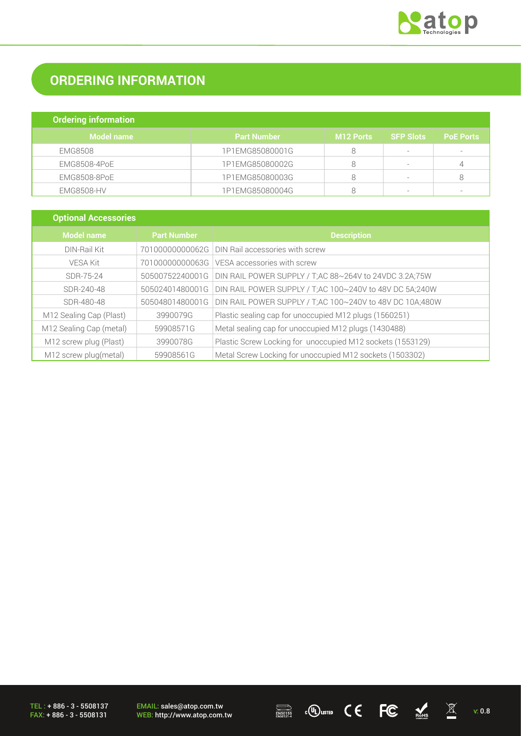# ORDERING INFORMATION

| Ordering information | | | | |
|---|---|---|---|---|
| **Model name** | **Part Number** | **M12 Ports** | **SFP Slots** | **PoE Ports** |
| EMG8508 | 1P1EMG85080001G | 8 | - | - |
| EMG8508-4PoE | 1P1EMG85080002G | 8 | - | 4 |
| EMG8508-8PoE | 1P1EMG85080003G | 8 | - | 8 |
| EMG8508-HV | 1P1EMG85080004G | 8 | - | - |

| Optional Accessories | | |
|---|---|---|
| **Model name** | **Part Number** | **Description** |
| DIN-Rail Kit | 70100000000062G | DIN Rail accessories with screw |
| VESA Kit | 70100000000063G | VESA accessories with screw |
| SDR-75-24 | 50500752240001G | DIN RAIL POWER SUPPLY / T;AC 88~264V to 24VDC 3.2A;75W |
| SDR-240-48 | 50502401480001G | DIN RAIL POWER SUPPLY / T;AC 100~240V to 48V DC 5A;240W |
| SDR-480-48 | 50504801480001G | DIN RAIL POWER SUPPLY / T;AC 100~240V to 48V DC 10A;480W |
| M12 Sealing Cap (Plast) | 3990079G | Plastic sealing cap for unoccupied M12 plugs (1560251) |
| M12 Sealing Cap (metal) | 59908571G | Metal sealing cap for unoccupied M12 plugs (1430488) |
| M12 screw plug (Plast) | 3990078G | Plastic Screw Locking for unoccupied M12 sockets (1553129) |
| M12 screw plug(metal) | 59908561G | Metal Screw Locking for unoccupied M12 sockets (1503302) |